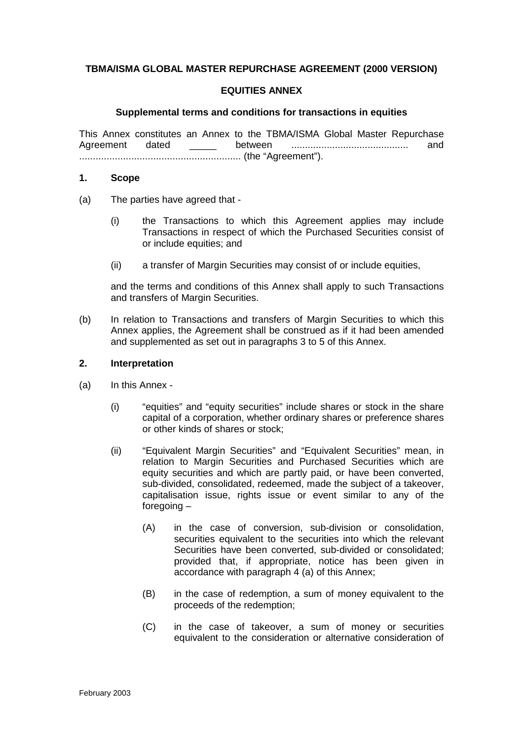**TBMA/ISMA GLOBAL MASTER REPURCHASE AGREEMENT (2000 VERSION)**

**EQUITIES ANNEX**

**Supplemental terms and conditions for transactions in equities**

This Annex constitutes an Annex to the TBMA/ISMA Global Master Repurchase Agreement dated _____ between .......................................... and ........................................................... (the "Agreement").

**1. Scope**

(a) The parties have agreed that -

(i) the Transactions to which this Agreement applies may include Transactions in respect of which the Purchased Securities consist of or include equities; and

(ii) a transfer of Margin Securities may consist of or include equities,

and the terms and conditions of this Annex shall apply to such Transactions and transfers of Margin Securities.

(b) In relation to Transactions and transfers of Margin Securities to which this Annex applies, the Agreement shall be construed as if it had been amended and supplemented as set out in paragraphs 3 to 5 of this Annex.

**2. Interpretation**

(a) In this Annex -

(i) "equities" and "equity securities" include shares or stock in the share capital of a corporation, whether ordinary shares or preference shares or other kinds of shares or stock;

(ii) "Equivalent Margin Securities" and "Equivalent Securities" mean, in relation to Margin Securities and Purchased Securities which are equity securities and which are partly paid, or have been converted, sub-divided, consolidated, redeemed, made the subject of a takeover, capitalisation issue, rights issue or event similar to any of the foregoing –

(A) in the case of conversion, sub-division or consolidation, securities equivalent to the securities into which the relevant Securities have been converted, sub-divided or consolidated; provided that, if appropriate, notice has been given in accordance with paragraph 4 (a) of this Annex;

(B) in the case of redemption, a sum of money equivalent to the proceeds of the redemption;

(C) in the case of takeover, a sum of money or securities equivalent to the consideration or alternative consideration of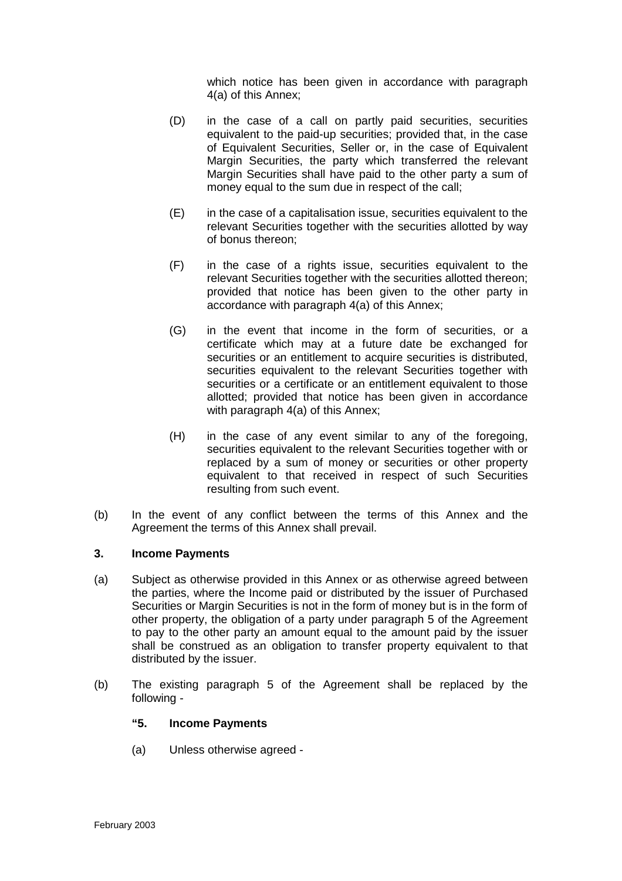which notice has been given in accordance with paragraph 4(a) of this Annex;

(D) in the case of a call on partly paid securities, securities equivalent to the paid-up securities; provided that, in the case of Equivalent Securities, Seller or, in the case of Equivalent Margin Securities, the party which transferred the relevant Margin Securities shall have paid to the other party a sum of money equal to the sum due in respect of the call;

(E) in the case of a capitalisation issue, securities equivalent to the relevant Securities together with the securities allotted by way of bonus thereon;

(F) in the case of a rights issue, securities equivalent to the relevant Securities together with the securities allotted thereon; provided that notice has been given to the other party in accordance with paragraph 4(a) of this Annex;

(G) in the event that income in the form of securities, or a certificate which may at a future date be exchanged for securities or an entitlement to acquire securities is distributed, securities equivalent to the relevant Securities together with securities or a certificate or an entitlement equivalent to those allotted; provided that notice has been given in accordance with paragraph 4(a) of this Annex;

(H) in the case of any event similar to any of the foregoing, securities equivalent to the relevant Securities together with or replaced by a sum of money or securities or other property equivalent to that received in respect of such Securities resulting from such event.

(b) In the event of any conflict between the terms of this Annex and the Agreement the terms of this Annex shall prevail.

**3. Income Payments**

(a) Subject as otherwise provided in this Annex or as otherwise agreed between the parties, where the Income paid or distributed by the issuer of Purchased Securities or Margin Securities is not in the form of money but is in the form of other property, the obligation of a party under paragraph 5 of the Agreement to pay to the other party an amount equal to the amount paid by the issuer shall be construed as an obligation to transfer property equivalent to that distributed by the issuer.

(b) The existing paragraph 5 of the Agreement shall be replaced by the following -

**"5. Income Payments**

(a) Unless otherwise agreed -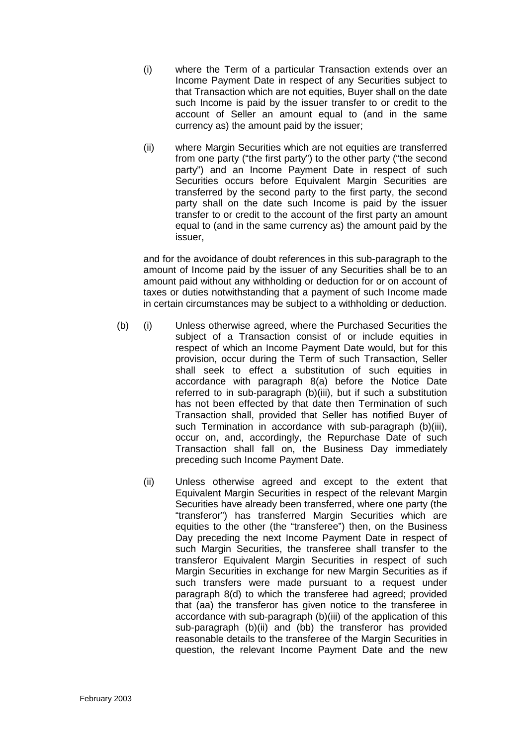(i) where the Term of a particular Transaction extends over an Income Payment Date in respect of any Securities subject to that Transaction which are not equities, Buyer shall on the date such Income is paid by the issuer transfer to or credit to the account of Seller an amount equal to (and in the same currency as) the amount paid by the issuer;

(ii) where Margin Securities which are not equities are transferred from one party ("the first party") to the other party ("the second party") and an Income Payment Date in respect of such Securities occurs before Equivalent Margin Securities are transferred by the second party to the first party, the second party shall on the date such Income is paid by the issuer transfer to or credit to the account of the first party an amount equal to (and in the same currency as) the amount paid by the issuer,

and for the avoidance of doubt references in this sub-paragraph to the amount of Income paid by the issuer of any Securities shall be to an amount paid without any withholding or deduction for or on account of taxes or duties notwithstanding that a payment of such Income made in certain circumstances may be subject to a withholding or deduction.

(b) (i) Unless otherwise agreed, where the Purchased Securities the subject of a Transaction consist of or include equities in respect of which an Income Payment Date would, but for this provision, occur during the Term of such Transaction, Seller shall seek to effect a substitution of such equities in accordance with paragraph 8(a) before the Notice Date referred to in sub-paragraph (b)(iii), but if such a substitution has not been effected by that date then Termination of such Transaction shall, provided that Seller has notified Buyer of such Termination in accordance with sub-paragraph (b)(iii), occur on, and, accordingly, the Repurchase Date of such Transaction shall fall on, the Business Day immediately preceding such Income Payment Date.

(ii) Unless otherwise agreed and except to the extent that Equivalent Margin Securities in respect of the relevant Margin Securities have already been transferred, where one party (the "transferor") has transferred Margin Securities which are equities to the other (the "transferee") then, on the Business Day preceding the next Income Payment Date in respect of such Margin Securities, the transferee shall transfer to the transferor Equivalent Margin Securities in respect of such Margin Securities in exchange for new Margin Securities as if such transfers were made pursuant to a request under paragraph 8(d) to which the transferee had agreed; provided that (aa) the transferor has given notice to the transferee in accordance with sub-paragraph (b)(iii) of the application of this sub-paragraph (b)(ii) and (bb) the transferor has provided reasonable details to the transferee of the Margin Securities in question, the relevant Income Payment Date and the new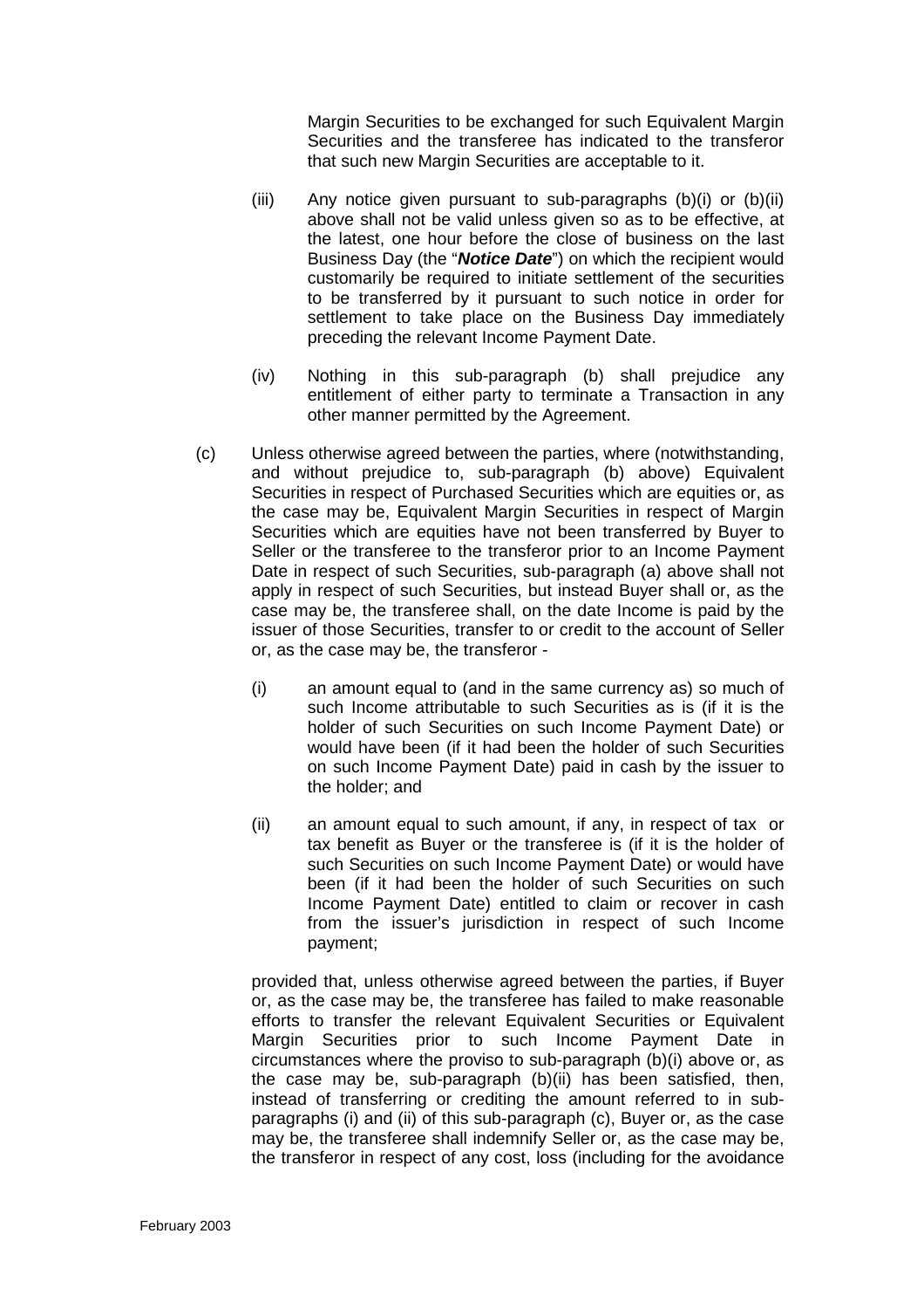Margin Securities to be exchanged for such Equivalent Margin Securities and the transferee has indicated to the transferor that such new Margin Securities are acceptable to it.

(iii) Any notice given pursuant to sub-paragraphs (b)(i) or (b)(ii) above shall not be valid unless given so as to be effective, at the latest, one hour before the close of business on the last Business Day (the "***Notice Date***") on which the recipient would customarily be required to initiate settlement of the securities to be transferred by it pursuant to such notice in order for settlement to take place on the Business Day immediately preceding the relevant Income Payment Date.

(iv) Nothing in this sub-paragraph (b) shall prejudice any entitlement of either party to terminate a Transaction in any other manner permitted by the Agreement.

(c) Unless otherwise agreed between the parties, where (notwithstanding, and without prejudice to, sub-paragraph (b) above) Equivalent Securities in respect of Purchased Securities which are equities or, as the case may be, Equivalent Margin Securities in respect of Margin Securities which are equities have not been transferred by Buyer to Seller or the transferee to the transferor prior to an Income Payment Date in respect of such Securities, sub-paragraph (a) above shall not apply in respect of such Securities, but instead Buyer shall or, as the case may be, the transferee shall, on the date Income is paid by the issuer of those Securities, transfer to or credit to the account of Seller or, as the case may be, the transferor -

(i) an amount equal to (and in the same currency as) so much of such Income attributable to such Securities as is (if it is the holder of such Securities on such Income Payment Date) or would have been (if it had been the holder of such Securities on such Income Payment Date) paid in cash by the issuer to the holder; and

(ii) an amount equal to such amount, if any, in respect of tax or tax benefit as Buyer or the transferee is (if it is the holder of such Securities on such Income Payment Date) or would have been (if it had been the holder of such Securities on such Income Payment Date) entitled to claim or recover in cash from the issuer's jurisdiction in respect of such Income payment;

provided that, unless otherwise agreed between the parties, if Buyer or, as the case may be, the transferee has failed to make reasonable efforts to transfer the relevant Equivalent Securities or Equivalent Margin Securities prior to such Income Payment Date in circumstances where the proviso to sub-paragraph (b)(i) above or, as the case may be, sub-paragraph (b)(ii) has been satisfied, then, instead of transferring or crediting the amount referred to in sub-paragraphs (i) and (ii) of this sub-paragraph (c), Buyer or, as the case may be, the transferee shall indemnify Seller or, as the case may be, the transferor in respect of any cost, loss (including for the avoidance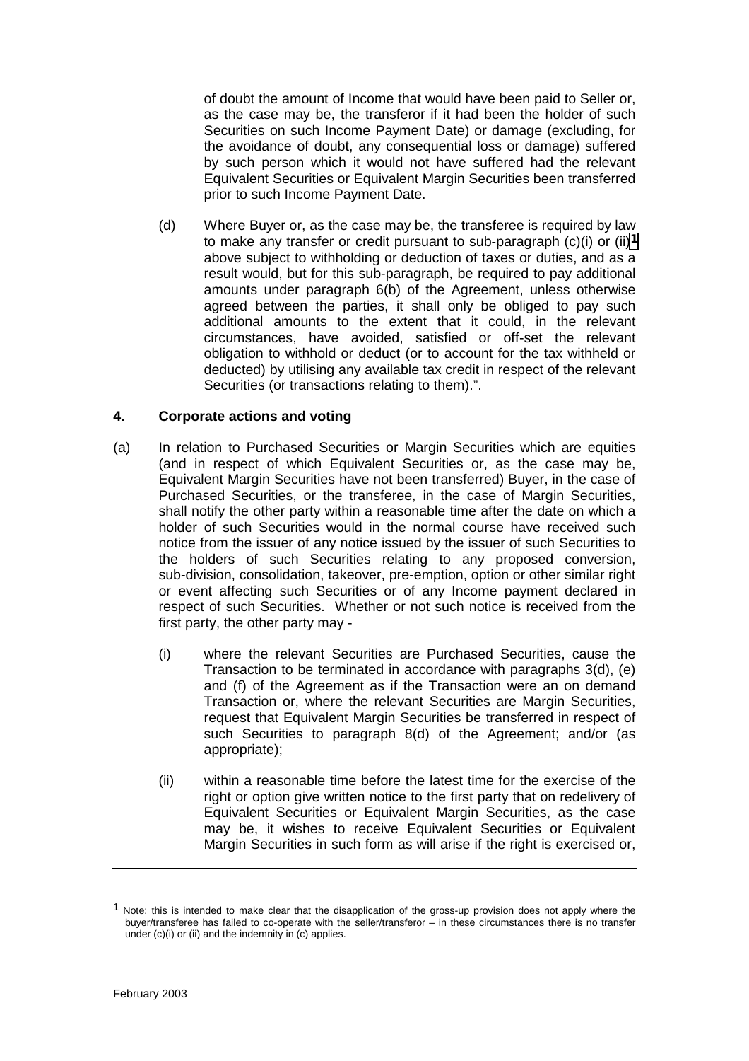of doubt the amount of Income that would have been paid to Seller or, as the case may be, the transferor if it had been the holder of such Securities on such Income Payment Date) or damage (excluding, for the avoidance of doubt, any consequential loss or damage) suffered by such person which it would not have suffered had the relevant Equivalent Securities or Equivalent Margin Securities been transferred prior to such Income Payment Date.

(d) Where Buyer or, as the case may be, the transferee is required by law to make any transfer or credit pursuant to sub-paragraph (c)(i) or (ii)[1] above subject to withholding or deduction of taxes or duties, and as a result would, but for this sub-paragraph, be required to pay additional amounts under paragraph 6(b) of the Agreement, unless otherwise agreed between the parties, it shall only be obliged to pay such additional amounts to the extent that it could, in the relevant circumstances, have avoided, satisfied or off-set the relevant obligation to withhold or deduct (or to account for the tax withheld or deducted) by utilising any available tax credit in respect of the relevant Securities (or transactions relating to them).".

**4. Corporate actions and voting**

(a) In relation to Purchased Securities or Margin Securities which are equities (and in respect of which Equivalent Securities or, as the case may be, Equivalent Margin Securities have not been transferred) Buyer, in the case of Purchased Securities, or the transferee, in the case of Margin Securities, shall notify the other party within a reasonable time after the date on which a holder of such Securities would in the normal course have received such notice from the issuer of any notice issued by the issuer of such Securities to the holders of such Securities relating to any proposed conversion, sub-division, consolidation, takeover, pre-emption, option or other similar right or event affecting such Securities or of any Income payment declared in respect of such Securities. Whether or not such notice is received from the first party, the other party may -

(i) where the relevant Securities are Purchased Securities, cause the Transaction to be terminated in accordance with paragraphs 3(d), (e) and (f) of the Agreement as if the Transaction were an on demand Transaction or, where the relevant Securities are Margin Securities, request that Equivalent Margin Securities be transferred in respect of such Securities to paragraph 8(d) of the Agreement; and/or (as appropriate);

(ii) within a reasonable time before the latest time for the exercise of the right or option give written notice to the first party that on redelivery of Equivalent Securities or Equivalent Margin Securities, as the case may be, it wishes to receive Equivalent Securities or Equivalent Margin Securities in such form as will arise if the right is exercised or,

---

[1] Note: this is intended to make clear that the disapplication of the gross-up provision does not apply where the buyer/transferee has failed to co-operate with the seller/transferor – in these circumstances there is no transfer under (c)(i) or (ii) and the indemnity in (c) applies.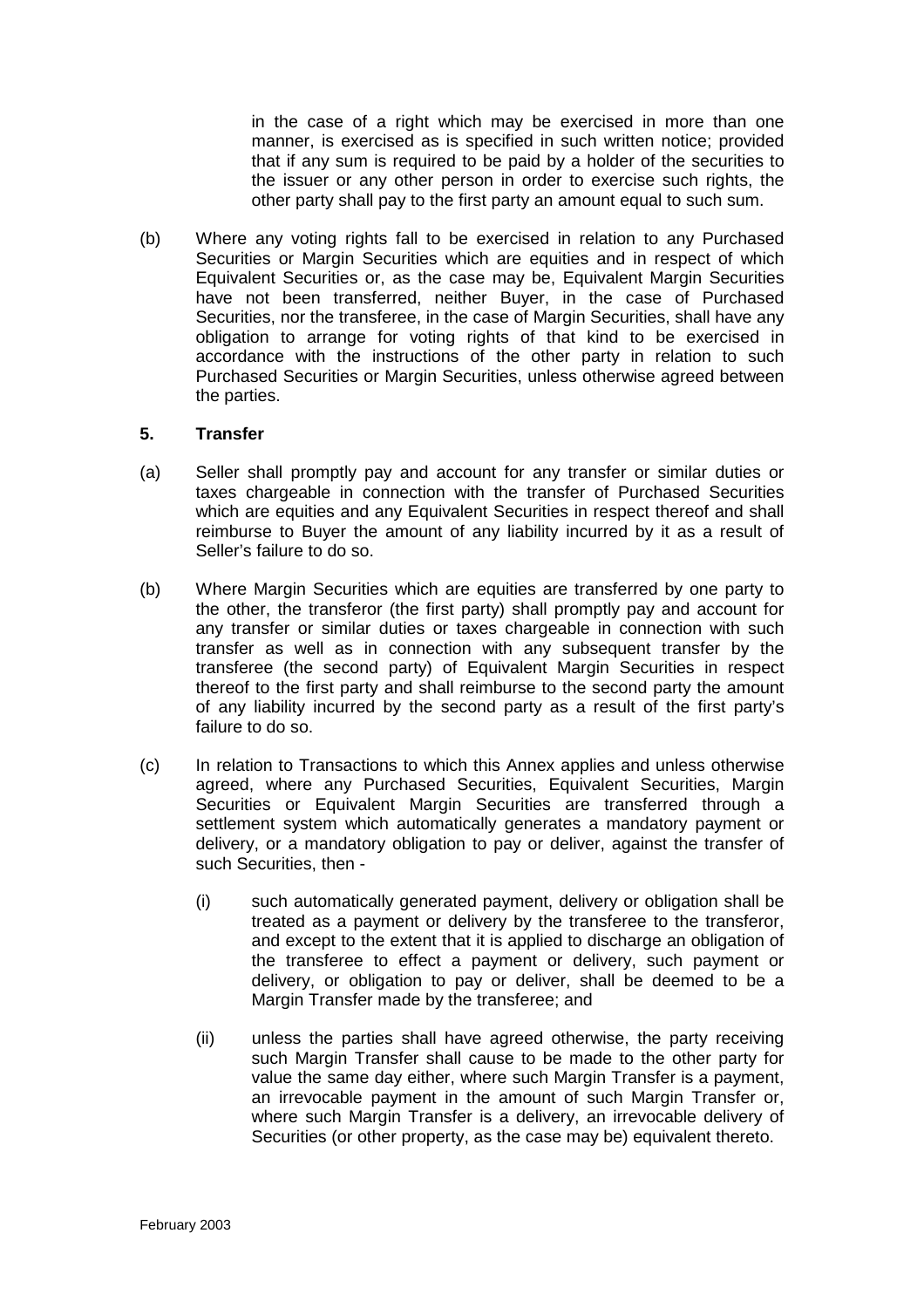in the case of a right which may be exercised in more than one manner, is exercised as is specified in such written notice; provided that if any sum is required to be paid by a holder of the securities to the issuer or any other person in order to exercise such rights, the other party shall pay to the first party an amount equal to such sum.

(b) Where any voting rights fall to be exercised in relation to any Purchased Securities or Margin Securities which are equities and in respect of which Equivalent Securities or, as the case may be, Equivalent Margin Securities have not been transferred, neither Buyer, in the case of Purchased Securities, nor the transferee, in the case of Margin Securities, shall have any obligation to arrange for voting rights of that kind to be exercised in accordance with the instructions of the other party in relation to such Purchased Securities or Margin Securities, unless otherwise agreed between the parties.

**5. Transfer**

(a) Seller shall promptly pay and account for any transfer or similar duties or taxes chargeable in connection with the transfer of Purchased Securities which are equities and any Equivalent Securities in respect thereof and shall reimburse to Buyer the amount of any liability incurred by it as a result of Seller's failure to do so.

(b) Where Margin Securities which are equities are transferred by one party to the other, the transferor (the first party) shall promptly pay and account for any transfer or similar duties or taxes chargeable in connection with such transfer as well as in connection with any subsequent transfer by the transferee (the second party) of Equivalent Margin Securities in respect thereof to the first party and shall reimburse to the second party the amount of any liability incurred by the second party as a result of the first party's failure to do so.

(c) In relation to Transactions to which this Annex applies and unless otherwise agreed, where any Purchased Securities, Equivalent Securities, Margin Securities or Equivalent Margin Securities are transferred through a settlement system which automatically generates a mandatory payment or delivery, or a mandatory obligation to pay or deliver, against the transfer of such Securities, then -

(i) such automatically generated payment, delivery or obligation shall be treated as a payment or delivery by the transferee to the transferor, and except to the extent that it is applied to discharge an obligation of the transferee to effect a payment or delivery, such payment or delivery, or obligation to pay or deliver, shall be deemed to be a Margin Transfer made by the transferee; and

(ii) unless the parties shall have agreed otherwise, the party receiving such Margin Transfer shall cause to be made to the other party for value the same day either, where such Margin Transfer is a payment, an irrevocable payment in the amount of such Margin Transfer or, where such Margin Transfer is a delivery, an irrevocable delivery of Securities (or other property, as the case may be) equivalent thereto.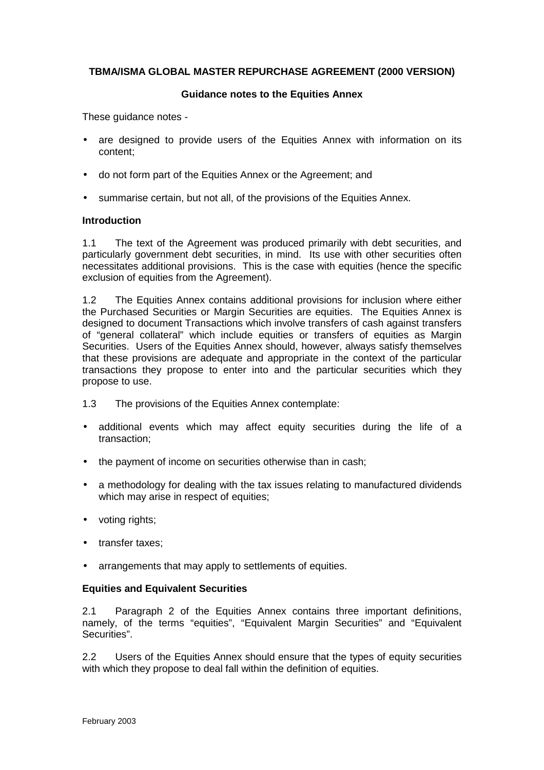**TBMA/ISMA GLOBAL MASTER REPURCHASE AGREEMENT (2000 VERSION)**

**Guidance notes to the Equities Annex**

These guidance notes -

- are designed to provide users of the Equities Annex with information on its content;
- do not form part of the Equities Annex or the Agreement; and
- summarise certain, but not all, of the provisions of the Equities Annex.

**Introduction**

1.1 The text of the Agreement was produced primarily with debt securities, and particularly government debt securities, in mind. Its use with other securities often necessitates additional provisions. This is the case with equities (hence the specific exclusion of equities from the Agreement).

1.2 The Equities Annex contains additional provisions for inclusion where either the Purchased Securities or Margin Securities are equities. The Equities Annex is designed to document Transactions which involve transfers of cash against transfers of "general collateral" which include equities or transfers of equities as Margin Securities. Users of the Equities Annex should, however, always satisfy themselves that these provisions are adequate and appropriate in the context of the particular transactions they propose to enter into and the particular securities which they propose to use.

1.3 The provisions of the Equities Annex contemplate:

- additional events which may affect equity securities during the life of a transaction;
- the payment of income on securities otherwise than in cash;
- a methodology for dealing with the tax issues relating to manufactured dividends which may arise in respect of equities;
- voting rights;
- transfer taxes;
- arrangements that may apply to settlements of equities.

**Equities and Equivalent Securities**

2.1 Paragraph 2 of the Equities Annex contains three important definitions, namely, of the terms "equities", "Equivalent Margin Securities" and "Equivalent Securities".

2.2 Users of the Equities Annex should ensure that the types of equity securities with which they propose to deal fall within the definition of equities.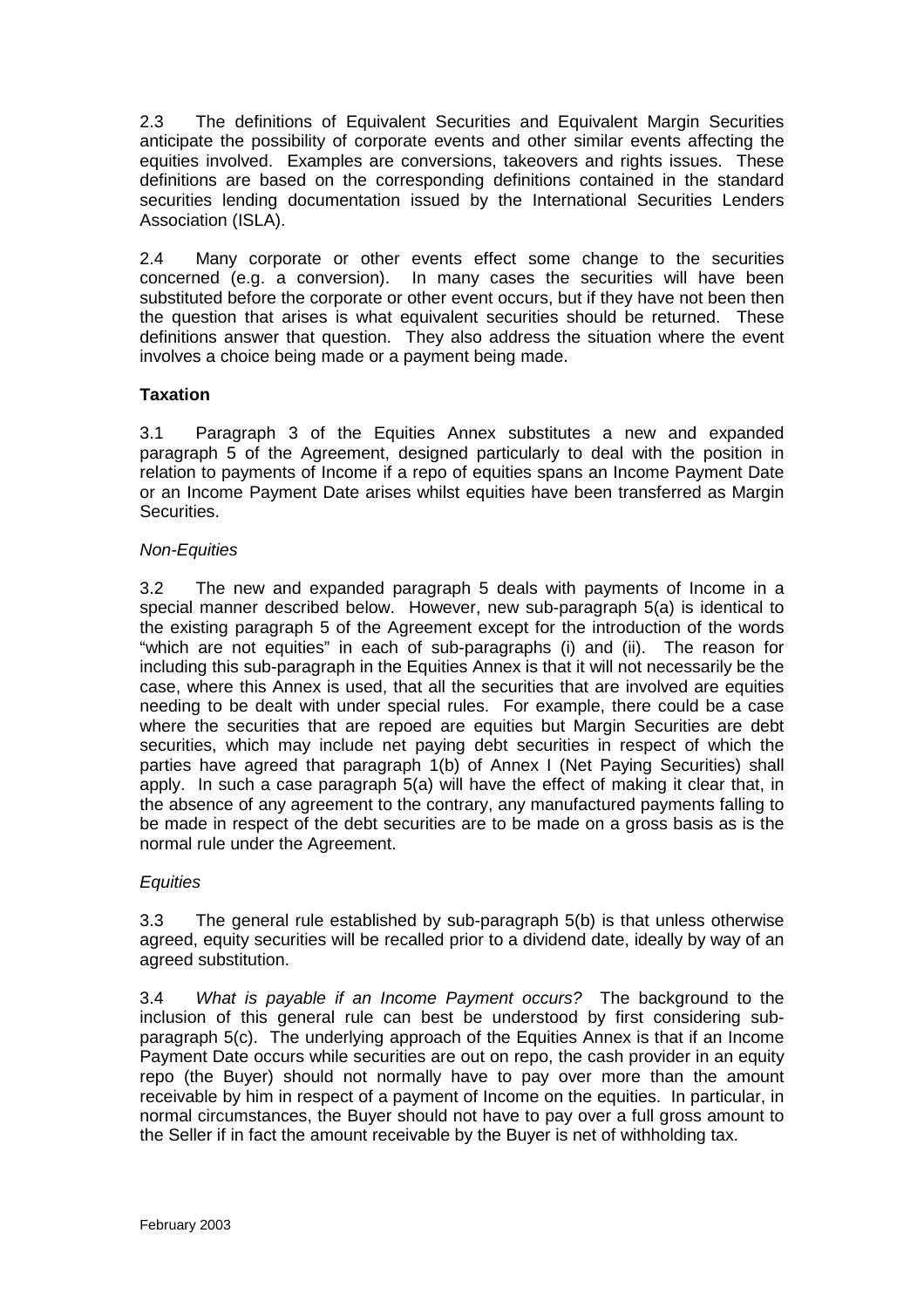2.3 The definitions of Equivalent Securities and Equivalent Margin Securities anticipate the possibility of corporate events and other similar events affecting the equities involved. Examples are conversions, takeovers and rights issues. These definitions are based on the corresponding definitions contained in the standard securities lending documentation issued by the International Securities Lenders Association (ISLA).

2.4 Many corporate or other events effect some change to the securities concerned (e.g. a conversion). In many cases the securities will have been substituted before the corporate or other event occurs, but if they have not been then the question that arises is what equivalent securities should be returned. These definitions answer that question. They also address the situation where the event involves a choice being made or a payment being made.

**Taxation**

3.1 Paragraph 3 of the Equities Annex substitutes a new and expanded paragraph 5 of the Agreement, designed particularly to deal with the position in relation to payments of Income if a repo of equities spans an Income Payment Date or an Income Payment Date arises whilst equities have been transferred as Margin Securities.

*Non-Equities*

3.2 The new and expanded paragraph 5 deals with payments of Income in a special manner described below. However, new sub-paragraph 5(a) is identical to the existing paragraph 5 of the Agreement except for the introduction of the words "which are not equities" in each of sub-paragraphs (i) and (ii). The reason for including this sub-paragraph in the Equities Annex is that it will not necessarily be the case, where this Annex is used, that all the securities that are involved are equities needing to be dealt with under special rules. For example, there could be a case where the securities that are repoed are equities but Margin Securities are debt securities, which may include net paying debt securities in respect of which the parties have agreed that paragraph 1(b) of Annex I (Net Paying Securities) shall apply. In such a case paragraph 5(a) will have the effect of making it clear that, in the absence of any agreement to the contrary, any manufactured payments falling to be made in respect of the debt securities are to be made on a gross basis as is the normal rule under the Agreement.

*Equities*

3.3 The general rule established by sub-paragraph 5(b) is that unless otherwise agreed, equity securities will be recalled prior to a dividend date, ideally by way of an agreed substitution.

3.4 *What is payable if an Income Payment occurs?* The background to the inclusion of this general rule can best be understood by first considering sub-paragraph 5(c). The underlying approach of the Equities Annex is that if an Income Payment Date occurs while securities are out on repo, the cash provider in an equity repo (the Buyer) should not normally have to pay over more than the amount receivable by him in respect of a payment of Income on the equities. In particular, in normal circumstances, the Buyer should not have to pay over a full gross amount to the Seller if in fact the amount receivable by the Buyer is net of withholding tax.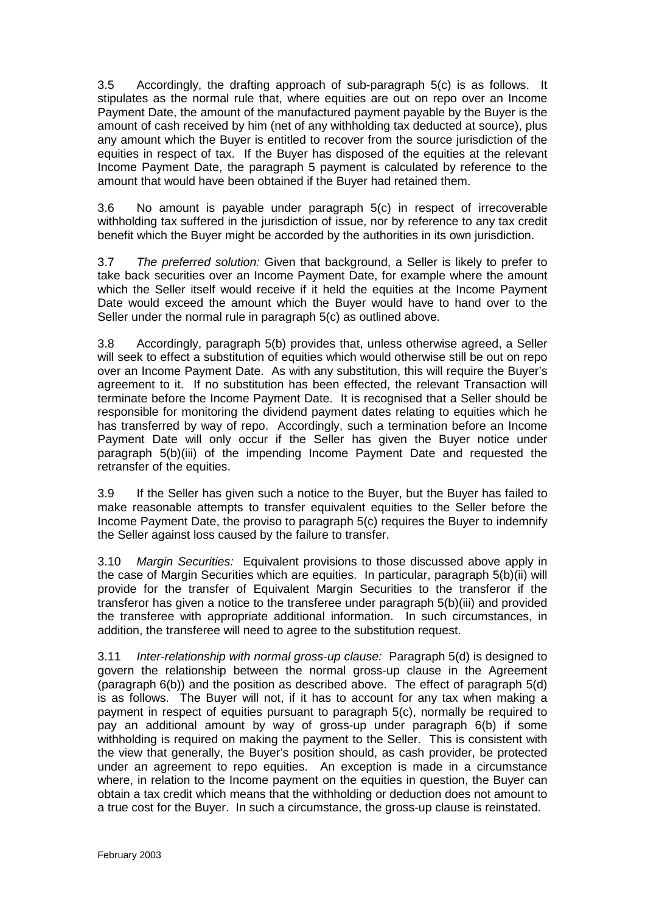3.5 Accordingly, the drafting approach of sub-paragraph 5(c) is as follows. It stipulates as the normal rule that, where equities are out on repo over an Income Payment Date, the amount of the manufactured payment payable by the Buyer is the amount of cash received by him (net of any withholding tax deducted at source), plus any amount which the Buyer is entitled to recover from the source jurisdiction of the equities in respect of tax. If the Buyer has disposed of the equities at the relevant Income Payment Date, the paragraph 5 payment is calculated by reference to the amount that would have been obtained if the Buyer had retained them.

3.6 No amount is payable under paragraph 5(c) in respect of irrecoverable withholding tax suffered in the jurisdiction of issue, nor by reference to any tax credit benefit which the Buyer might be accorded by the authorities in its own jurisdiction.

3.7 *The preferred solution:* Given that background, a Seller is likely to prefer to take back securities over an Income Payment Date, for example where the amount which the Seller itself would receive if it held the equities at the Income Payment Date would exceed the amount which the Buyer would have to hand over to the Seller under the normal rule in paragraph 5(c) as outlined above.

3.8 Accordingly, paragraph 5(b) provides that, unless otherwise agreed, a Seller will seek to effect a substitution of equities which would otherwise still be out on repo over an Income Payment Date. As with any substitution, this will require the Buyer's agreement to it. If no substitution has been effected, the relevant Transaction will terminate before the Income Payment Date. It is recognised that a Seller should be responsible for monitoring the dividend payment dates relating to equities which he has transferred by way of repo. Accordingly, such a termination before an Income Payment Date will only occur if the Seller has given the Buyer notice under paragraph 5(b)(iii) of the impending Income Payment Date and requested the retransfer of the equities.

3.9 If the Seller has given such a notice to the Buyer, but the Buyer has failed to make reasonable attempts to transfer equivalent equities to the Seller before the Income Payment Date, the proviso to paragraph 5(c) requires the Buyer to indemnify the Seller against loss caused by the failure to transfer.

3.10 *Margin Securities:* Equivalent provisions to those discussed above apply in the case of Margin Securities which are equities. In particular, paragraph 5(b)(ii) will provide for the transfer of Equivalent Margin Securities to the transferor if the transferor has given a notice to the transferee under paragraph 5(b)(iii) and provided the transferee with appropriate additional information. In such circumstances, in addition, the transferee will need to agree to the substitution request.

3.11 *Inter-relationship with normal gross-up clause:* Paragraph 5(d) is designed to govern the relationship between the normal gross-up clause in the Agreement (paragraph 6(b)) and the position as described above. The effect of paragraph 5(d) is as follows. The Buyer will not, if it has to account for any tax when making a payment in respect of equities pursuant to paragraph 5(c), normally be required to pay an additional amount by way of gross-up under paragraph 6(b) if some withholding is required on making the payment to the Seller. This is consistent with the view that generally, the Buyer's position should, as cash provider, be protected under an agreement to repo equities. An exception is made in a circumstance where, in relation to the Income payment on the equities in question, the Buyer can obtain a tax credit which means that the withholding or deduction does not amount to a true cost for the Buyer. In such a circumstance, the gross-up clause is reinstated.

February 2003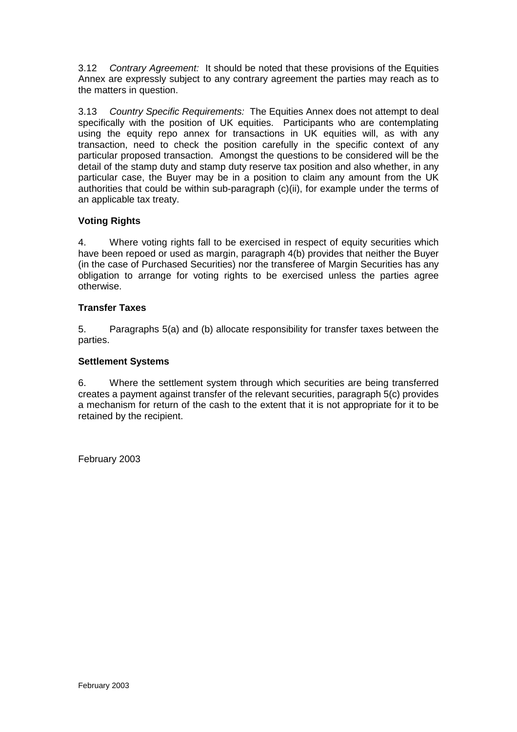3.12 *Contrary Agreement:* It should be noted that these provisions of the Equities Annex are expressly subject to any contrary agreement the parties may reach as to the matters in question.

3.13 *Country Specific Requirements:* The Equities Annex does not attempt to deal specifically with the position of UK equities. Participants who are contemplating using the equity repo annex for transactions in UK equities will, as with any transaction, need to check the position carefully in the specific context of any particular proposed transaction. Amongst the questions to be considered will be the detail of the stamp duty and stamp duty reserve tax position and also whether, in any particular case, the Buyer may be in a position to claim any amount from the UK authorities that could be within sub-paragraph (c)(ii), for example under the terms of an applicable tax treaty.

**Voting Rights**

4. Where voting rights fall to be exercised in respect of equity securities which have been repoed or used as margin, paragraph 4(b) provides that neither the Buyer (in the case of Purchased Securities) nor the transferee of Margin Securities has any obligation to arrange for voting rights to be exercised unless the parties agree otherwise.

**Transfer Taxes**

5. Paragraphs 5(a) and (b) allocate responsibility for transfer taxes between the parties.

**Settlement Systems**

6. Where the settlement system through which securities are being transferred creates a payment against transfer of the relevant securities, paragraph 5(c) provides a mechanism for return of the cash to the extent that it is not appropriate for it to be retained by the recipient.

February 2003